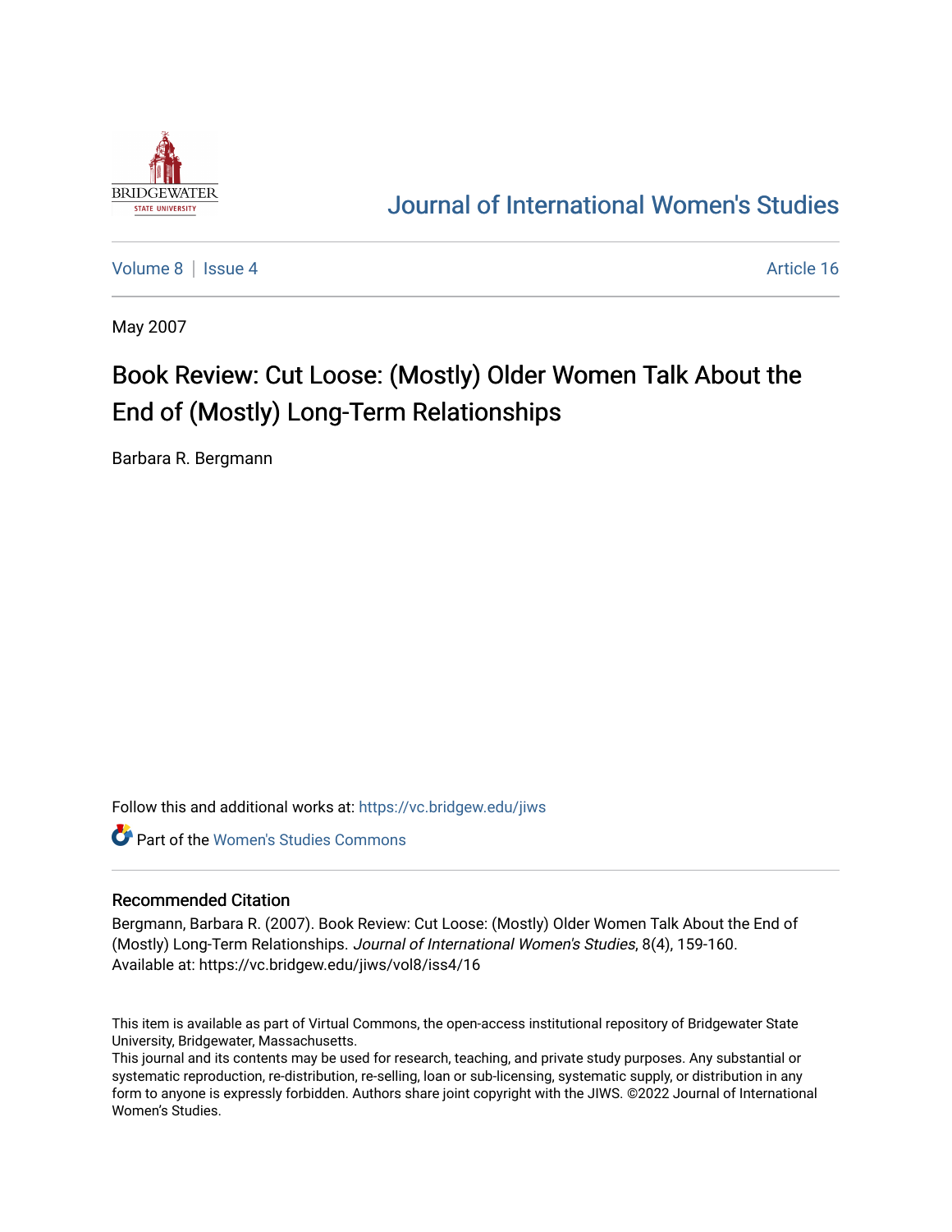Journal of International Women's Studies

Volume 8 | Issue 4 Article 16

May 2007

# Book Review: Cut Loose: (Mostly) Older Women Talk About the End of (Mostly) Long-Term Relationships

Barbara R. Bergmann

Follow this and additional works at: https://vc.bridgew.edu/jiws

Part of the Women's Studies Commons

## Recommended Citation

Bergmann, Barbara R. (2007). Book Review: Cut Loose: (Mostly) Older Women Talk About the End of (Mostly) Long-Term Relationships. *Journal of International Women's Studies*, 8(4), 159-160.
Available at: https://vc.bridgew.edu/jiws/vol8/iss4/16

This item is available as part of Virtual Commons, the open-access institutional repository of Bridgewater State University, Bridgewater, Massachusetts.
This journal and its contents may be used for research, teaching, and private study purposes. Any substantial or systematic reproduction, re-distribution, re-selling, loan or sub-licensing, systematic supply, or distribution in any form to anyone is expressly forbidden. Authors share joint copyright with the JIWS. ©2022 Journal of International Women's Studies.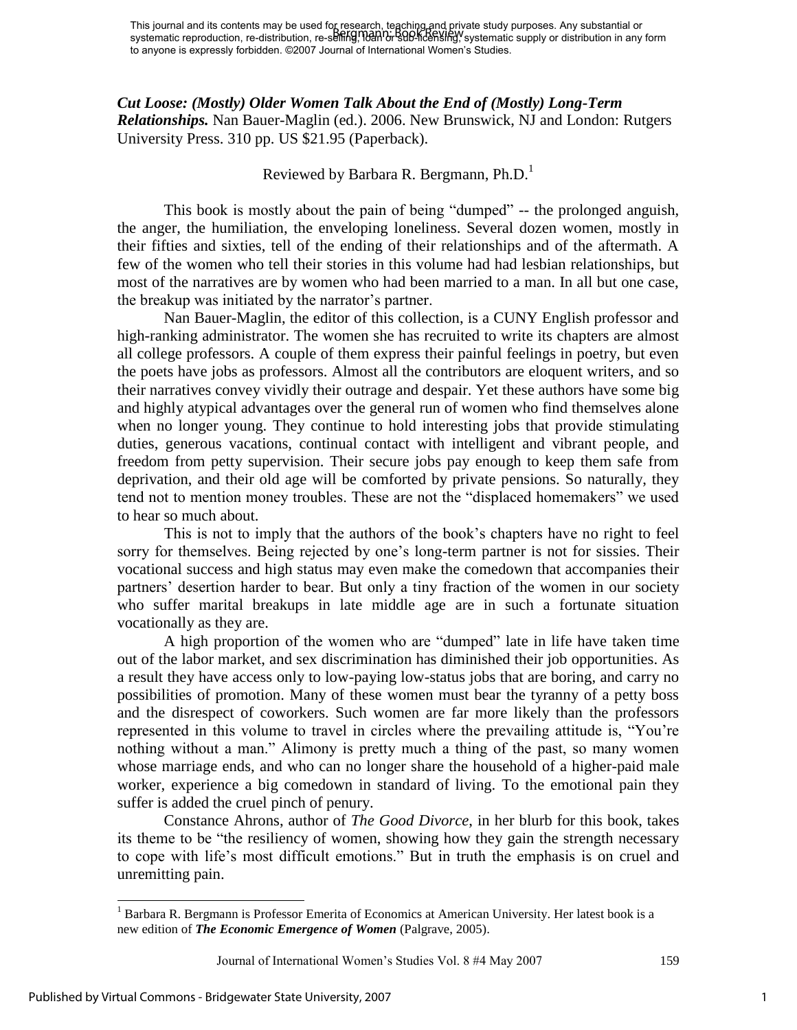*Cut Loose: (Mostly) Older Women Talk About the End of (Mostly) Long-Term Relationships.* Nan Bauer-Maglin (ed.). 2006. New Brunswick, NJ and London: Rutgers University Press. 310 pp. US $21.95 (Paperback).

Reviewed by Barbara R. Bergmann, Ph.D.[1]

This book is mostly about the pain of being "dumped" -- the prolonged anguish, the anger, the humiliation, the enveloping loneliness. Several dozen women, mostly in their fifties and sixties, tell of the ending of their relationships and of the aftermath. A few of the women who tell their stories in this volume had had lesbian relationships, but most of the narratives are by women who had been married to a man. In all but one case, the breakup was initiated by the narrator's partner.

Nan Bauer-Maglin, the editor of this collection, is a CUNY English professor and high-ranking administrator. The women she has recruited to write its chapters are almost all college professors. A couple of them express their painful feelings in poetry, but even the poets have jobs as professors. Almost all the contributors are eloquent writers, and so their narratives convey vividly their outrage and despair. Yet these authors have some big and highly atypical advantages over the general run of women who find themselves alone when no longer young. They continue to hold interesting jobs that provide stimulating duties, generous vacations, continual contact with intelligent and vibrant people, and freedom from petty supervision. Their secure jobs pay enough to keep them safe from deprivation, and their old age will be comforted by private pensions. So naturally, they tend not to mention money troubles. These are not the "displaced homemakers" we used to hear so much about.

This is not to imply that the authors of the book's chapters have no right to feel sorry for themselves. Being rejected by one's long-term partner is not for sissies. Their vocational success and high status may even make the comedown that accompanies their partners' desertion harder to bear. But only a tiny fraction of the women in our society who suffer marital breakups in late middle age are in such a fortunate situation vocationally as they are.

A high proportion of the women who are "dumped" late in life have taken time out of the labor market, and sex discrimination has diminished their job opportunities. As a result they have access only to low-paying low-status jobs that are boring, and carry no possibilities of promotion. Many of these women must bear the tyranny of a petty boss and the disrespect of coworkers. Such women are far more likely than the professors represented in this volume to travel in circles where the prevailing attitude is, "You're nothing without a man." Alimony is pretty much a thing of the past, so many women whose marriage ends, and who can no longer share the household of a higher-paid male worker, experience a big comedown in standard of living. To the emotional pain they suffer is added the cruel pinch of penury.

Constance Ahrons, author of *The Good Divorce*, in her blurb for this book, takes its theme to be "the resiliency of women, showing how they gain the strength necessary to cope with life's most difficult emotions." But in truth the emphasis is on cruel and unremitting pain.

[1] Barbara R. Bergmann is Professor Emerita of Economics at American University. Her latest book is a new edition of ***The Economic Emergence of Women*** (Palgrave, 2005).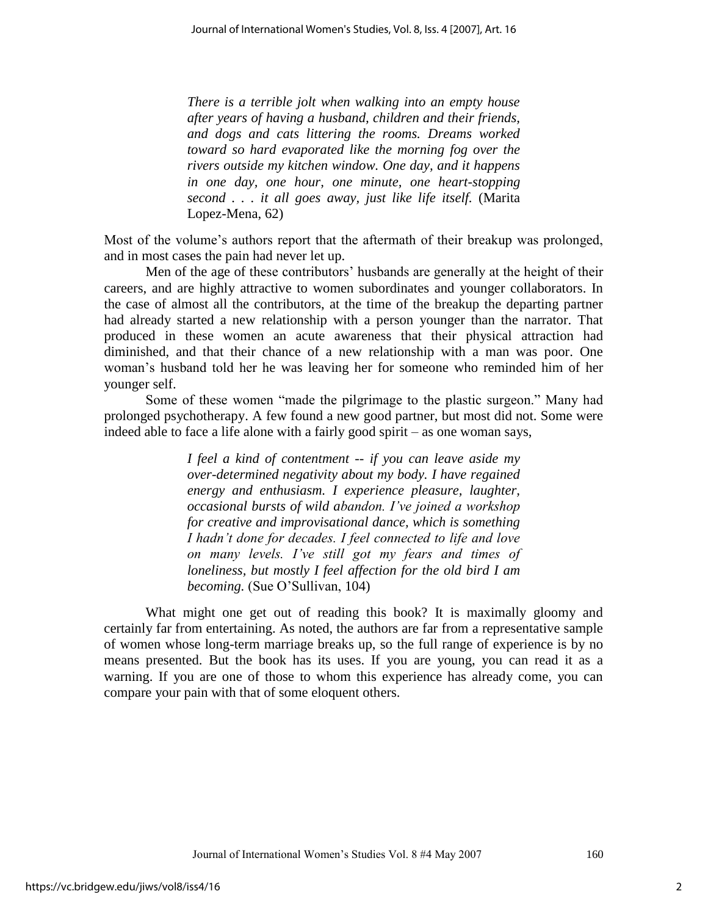> *There is a terrible jolt when walking into an empty house after years of having a husband, children and their friends, and dogs and cats littering the rooms. Dreams worked toward so hard evaporated like the morning fog over the rivers outside my kitchen window. One day, and it happens in one day, one hour, one minute, one heart-stopping second . . . it all goes away, just like life itself.* (Marita Lopez-Mena, 62)

Most of the volume's authors report that the aftermath of their breakup was prolonged, and in most cases the pain had never let up.

Men of the age of these contributors' husbands are generally at the height of their careers, and are highly attractive to women subordinates and younger collaborators. In the case of almost all the contributors, at the time of the breakup the departing partner had already started a new relationship with a person younger than the narrator. That produced in these women an acute awareness that their physical attraction had diminished, and that their chance of a new relationship with a man was poor. One woman's husband told her he was leaving her for someone who reminded him of her younger self.

Some of these women "made the pilgrimage to the plastic surgeon." Many had prolonged psychotherapy. A few found a new good partner, but most did not. Some were indeed able to face a life alone with a fairly good spirit – as one woman says,

> *I feel a kind of contentment -- if you can leave aside my over-determined negativity about my body. I have regained energy and enthusiasm. I experience pleasure, laughter, occasional bursts of wild abandon. I've joined a workshop for creative and improvisational dance, which is something I hadn't done for decades. I feel connected to life and love on many levels. I've still got my fears and times of loneliness, but mostly I feel affection for the old bird I am becoming.* (Sue O'Sullivan, 104)

What might one get out of reading this book? It is maximally gloomy and certainly far from entertaining. As noted, the authors are far from a representative sample of women whose long-term marriage breaks up, so the full range of experience is by no means presented. But the book has its uses. If you are young, you can read it as a warning. If you are one of those to whom this experience has already come, you can compare your pain with that of some eloquent others.